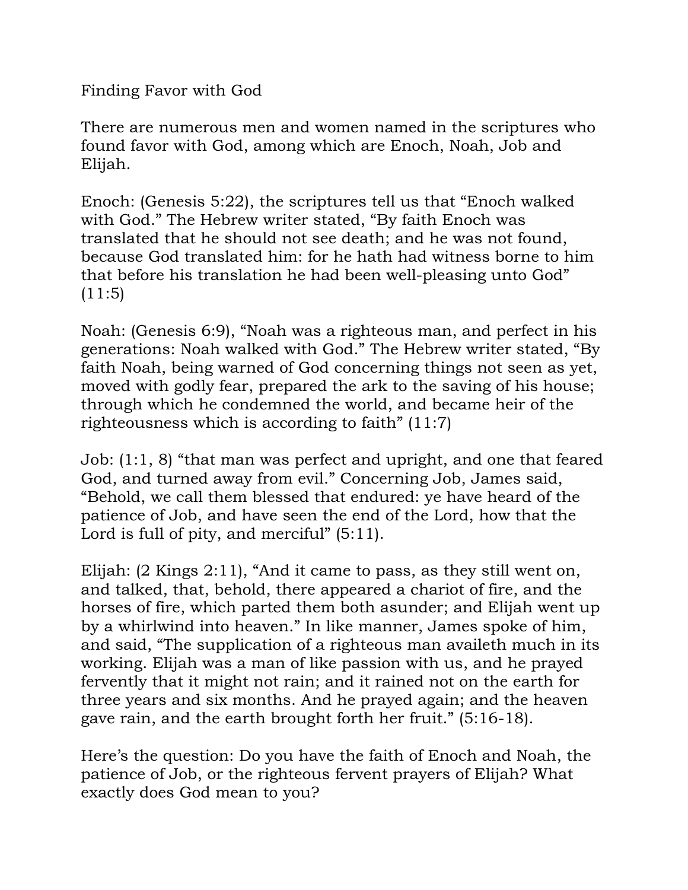# Finding Favor with God

There are numerous men and women named in the scriptures who found favor with God, among which are Enoch, Noah, Job and Elijah.

Enoch: (Genesis 5:22), the scriptures tell us that "Enoch walked with God." The Hebrew writer stated, "By faith Enoch was translated that he should not see death; and he was not found, because God translated him: for he hath had witness borne to him that before his translation he had been well-pleasing unto God" (11:5)

Noah: (Genesis 6:9), "Noah was a righteous man, and perfect in his generations: Noah walked with God." The Hebrew writer stated, "By faith Noah, being warned of God concerning things not seen as yet, moved with godly fear, prepared the ark to the saving of his house; through which he condemned the world, and became heir of the righteousness which is according to faith" (11:7)

Job: (1:1, 8) "that man was perfect and upright, and one that feared God, and turned away from evil." Concerning Job, James said, "Behold, we call them blessed that endured: ye have heard of the patience of Job, and have seen the end of the Lord, how that the Lord is full of pity, and merciful" (5:11).

Elijah: (2 Kings 2:11), "And it came to pass, as they still went on, and talked, that, behold, there appeared a chariot of fire, and the horses of fire, which parted them both asunder; and Elijah went up by a whirlwind into heaven." In like manner, James spoke of him, and said, "The supplication of a righteous man availeth much in its working. Elijah was a man of like passion with us, and he prayed fervently that it might not rain; and it rained not on the earth for three years and six months. And he prayed again; and the heaven gave rain, and the earth brought forth her fruit." (5:16-18).

Here's the question: Do you have the faith of Enoch and Noah, the patience of Job, or the righteous fervent prayers of Elijah? What exactly does God mean to you?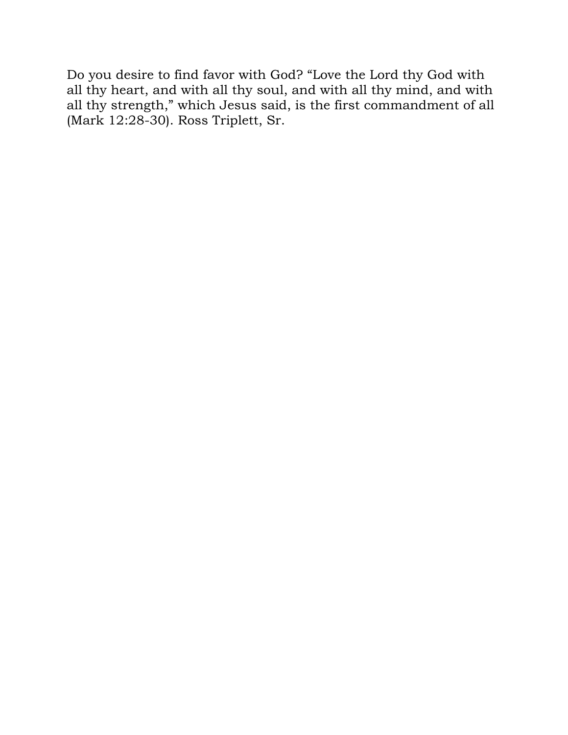Do you desire to find favor with God? "Love the Lord thy God with all thy heart, and with all thy soul, and with all thy mind, and with all thy strength," which Jesus said, is the first commandment of all (Mark 12:28-30). Ross Triplett, Sr.